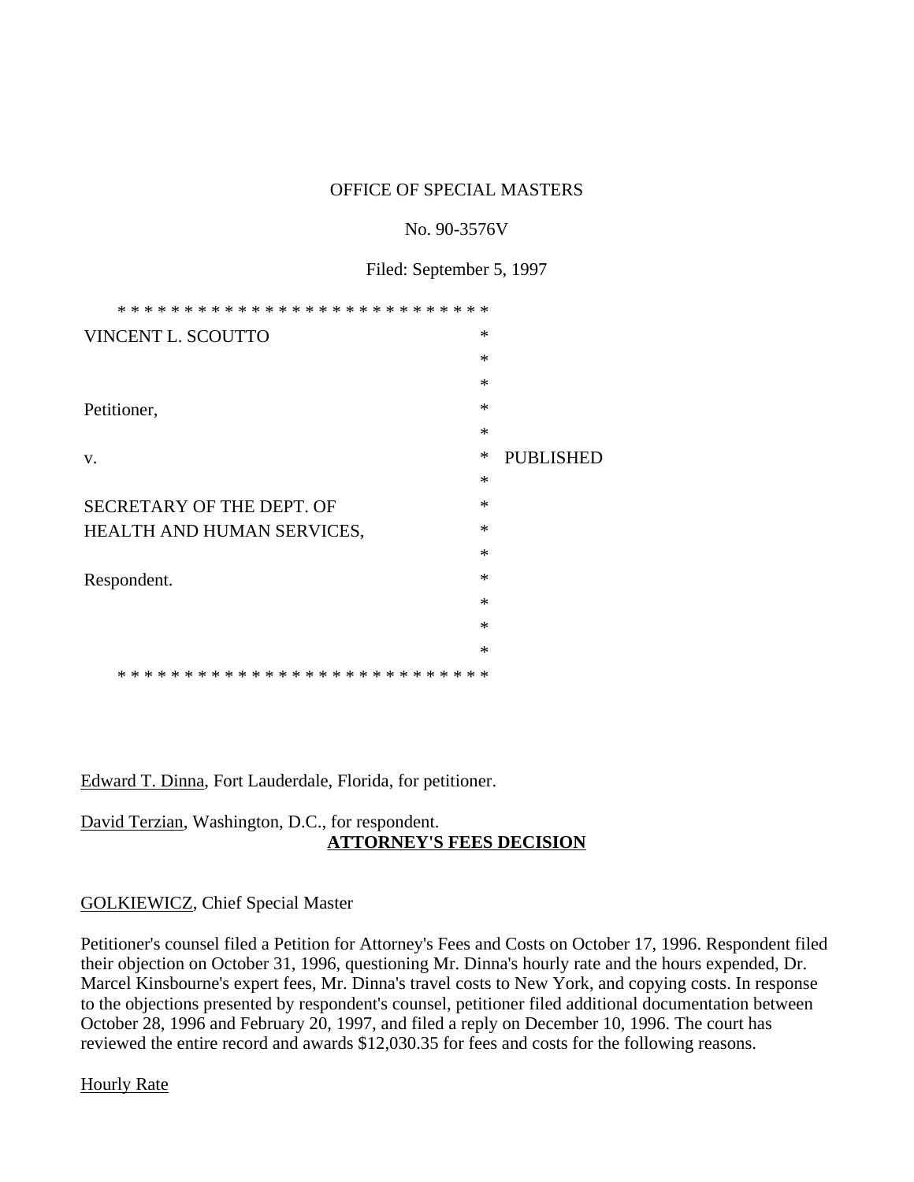OFFICE OF SPECIAL MASTERS

No. 90-3576V

Filed: September 5, 1997

* * * * * * * * * * * * * * * * * * * * * * * * * * * *

VINCENT L. SCOUTTO *

Petitioner, *

v. * PUBLISHED

SECRETARY OF THE DEPT. OF HEALTH AND HUMAN SERVICES, *

Respondent. *

* * * * * * * * * * * * * * * * * * * * * * * * * * * *

Edward T. Dinna, Fort Lauderdale, Florida, for petitioner.

David Terzian, Washington, D.C., for respondent.

**ATTORNEY'S FEES DECISION**

GOLKIEWICZ, Chief Special Master

Petitioner's counsel filed a Petition for Attorney's Fees and Costs on October 17, 1996. Respondent filed their objection on October 31, 1996, questioning Mr. Dinna's hourly rate and the hours expended, Dr. Marcel Kinsbourne's expert fees, Mr. Dinna's travel costs to New York, and copying costs. In response to the objections presented by respondent's counsel, petitioner filed additional documentation between October 28, 1996 and February 20, 1997, and filed a reply on December 10, 1996. The court has reviewed the entire record and awards $12,030.35 for fees and costs for the following reasons.

Hourly Rate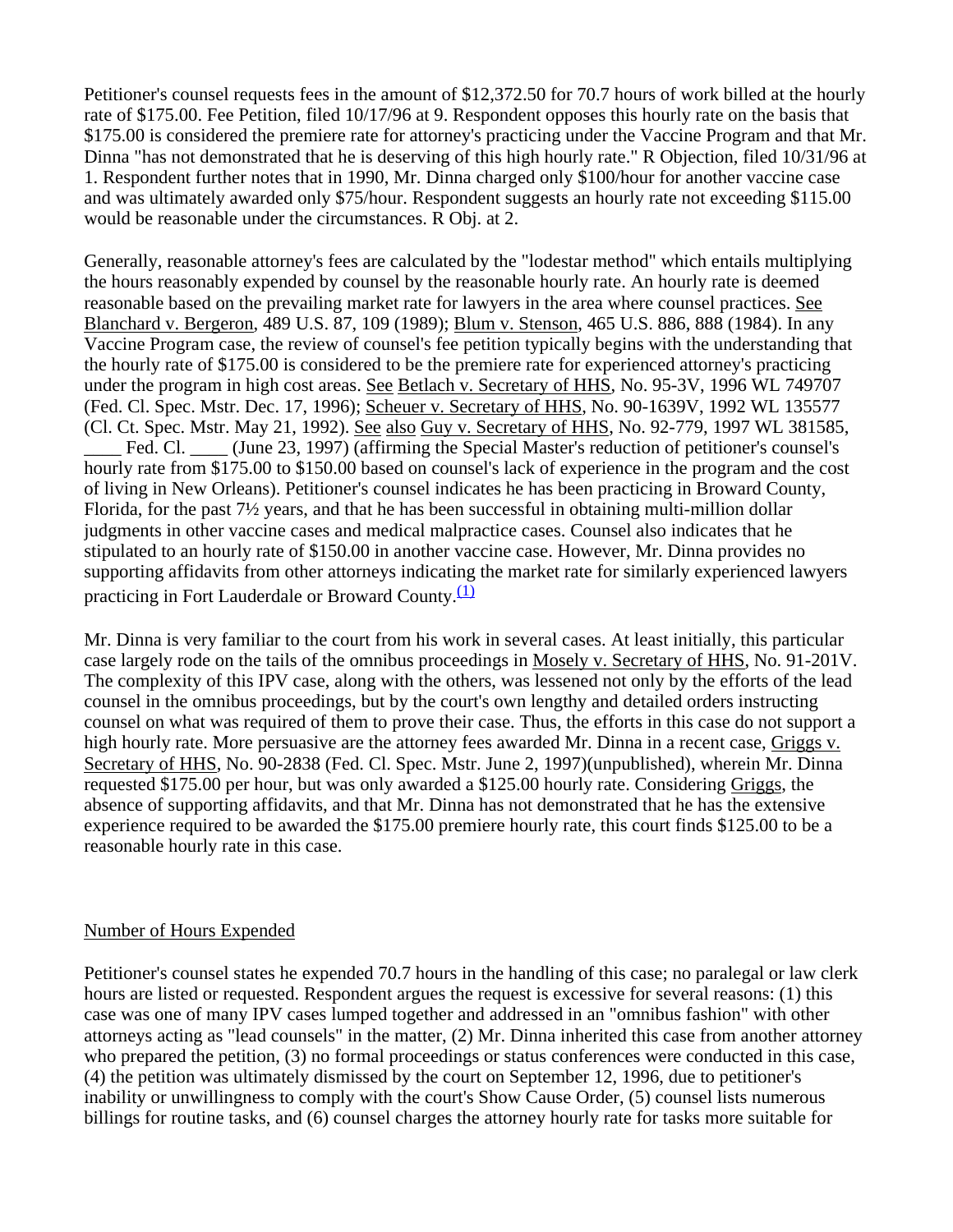Petitioner's counsel requests fees in the amount of $12,372.50 for 70.7 hours of work billed at the hourly rate of $175.00. Fee Petition, filed 10/17/96 at 9. Respondent opposes this hourly rate on the basis that $175.00 is considered the premiere rate for attorney's practicing under the Vaccine Program and that Mr. Dinna "has not demonstrated that he is deserving of this high hourly rate." R Objection, filed 10/31/96 at 1. Respondent further notes that in 1990, Mr. Dinna charged only $100/hour for another vaccine case and was ultimately awarded only $75/hour. Respondent suggests an hourly rate not exceeding $115.00 would be reasonable under the circumstances. R Obj. at 2.

Generally, reasonable attorney's fees are calculated by the "lodestar method" which entails multiplying the hours reasonably expended by counsel by the reasonable hourly rate. An hourly rate is deemed reasonable based on the prevailing market rate for lawyers in the area where counsel practices. See Blanchard v. Bergeron, 489 U.S. 87, 109 (1989); Blum v. Stenson, 465 U.S. 886, 888 (1984). In any Vaccine Program case, the review of counsel's fee petition typically begins with the understanding that the hourly rate of $175.00 is considered to be the premiere rate for experienced attorney's practicing under the program in high cost areas. See Betlach v. Secretary of HHS, No. 95-3V, 1996 WL 749707 (Fed. Cl. Spec. Mstr. Dec. 17, 1996); Scheuer v. Secretary of HHS, No. 90-1639V, 1992 WL 135577 (Cl. Ct. Spec. Mstr. May 21, 1992). See also Guy v. Secretary of HHS, No. 92-779, 1997 WL 381585, ____ Fed. Cl. ____ (June 23, 1997) (affirming the Special Master's reduction of petitioner's counsel's hourly rate from $175.00 to $150.00 based on counsel's lack of experience in the program and the cost of living in New Orleans). Petitioner's counsel indicates he has been practicing in Broward County, Florida, for the past 7½ years, and that he has been successful in obtaining multi-million dollar judgments in other vaccine cases and medical malpractice cases. Counsel also indicates that he stipulated to an hourly rate of $150.00 in another vaccine case. However, Mr. Dinna provides no supporting affidavits from other attorneys indicating the market rate for similarly experienced lawyers practicing in Fort Lauderdale or Broward County.[(1)]

Mr. Dinna is very familiar to the court from his work in several cases. At least initially, this particular case largely rode on the tails of the omnibus proceedings in Mosely v. Secretary of HHS, No. 91-201V. The complexity of this IPV case, along with the others, was lessened not only by the efforts of the lead counsel in the omnibus proceedings, but by the court's own lengthy and detailed orders instructing counsel on what was required of them to prove their case. Thus, the efforts in this case do not support a high hourly rate. More persuasive are the attorney fees awarded Mr. Dinna in a recent case, Griggs v. Secretary of HHS, No. 90-2838 (Fed. Cl. Spec. Mstr. June 2, 1997)(unpublished), wherein Mr. Dinna requested $175.00 per hour, but was only awarded a $125.00 hourly rate. Considering Griggs, the absence of supporting affidavits, and that Mr. Dinna has not demonstrated that he has the extensive experience required to be awarded the $175.00 premiere hourly rate, this court finds $125.00 to be a reasonable hourly rate in this case.

## Number of Hours Expended

Petitioner's counsel states he expended 70.7 hours in the handling of this case; no paralegal or law clerk hours are listed or requested. Respondent argues the request is excessive for several reasons: (1) this case was one of many IPV cases lumped together and addressed in an "omnibus fashion" with other attorneys acting as "lead counsels" in the matter, (2) Mr. Dinna inherited this case from another attorney who prepared the petition, (3) no formal proceedings or status conferences were conducted in this case, (4) the petition was ultimately dismissed by the court on September 12, 1996, due to petitioner's inability or unwillingness to comply with the court's Show Cause Order, (5) counsel lists numerous billings for routine tasks, and (6) counsel charges the attorney hourly rate for tasks more suitable for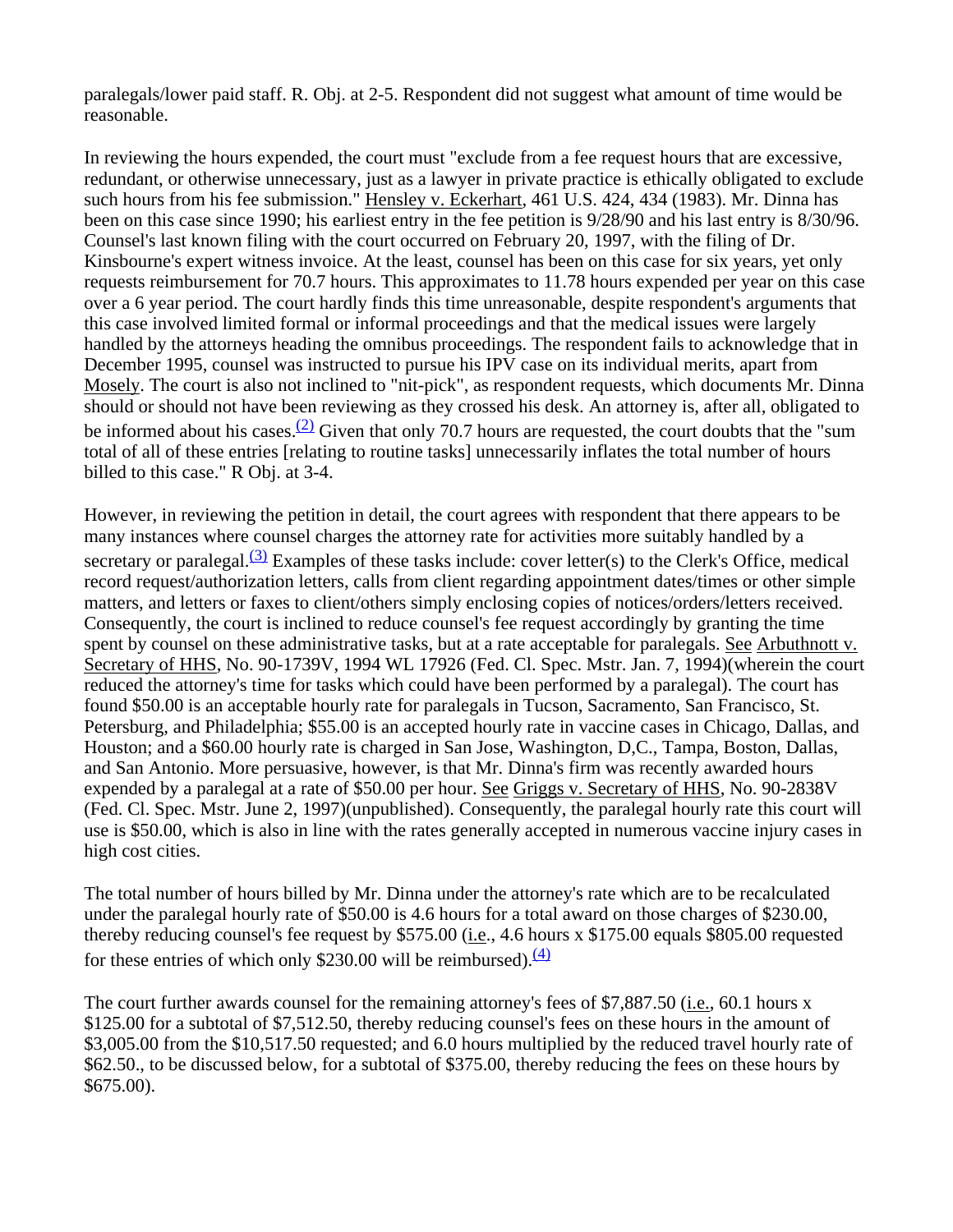paralegals/lower paid staff. R. Obj. at 2-5. Respondent did not suggest what amount of time would be reasonable.

In reviewing the hours expended, the court must "exclude from a fee request hours that are excessive, redundant, or otherwise unnecessary, just as a lawyer in private practice is ethically obligated to exclude such hours from his fee submission." Hensley v. Eckerhart, 461 U.S. 424, 434 (1983). Mr. Dinna has been on this case since 1990; his earliest entry in the fee petition is 9/28/90 and his last entry is 8/30/96. Counsel's last known filing with the court occurred on February 20, 1997, with the filing of Dr. Kinsbourne's expert witness invoice. At the least, counsel has been on this case for six years, yet only requests reimbursement for 70.7 hours. This approximates to 11.78 hours expended per year on this case over a 6 year period. The court hardly finds this time unreasonable, despite respondent's arguments that this case involved limited formal or informal proceedings and that the medical issues were largely handled by the attorneys heading the omnibus proceedings. The respondent fails to acknowledge that in December 1995, counsel was instructed to pursue his IPV case on its individual merits, apart from Mosely. The court is also not inclined to "nit-pick", as respondent requests, which documents Mr. Dinna should or should not have been reviewing as they crossed his desk. An attorney is, after all, obligated to be informed about his cases.[(2)] Given that only 70.7 hours are requested, the court doubts that the "sum total of all of these entries [relating to routine tasks] unnecessarily inflates the total number of hours billed to this case." R Obj. at 3-4.

However, in reviewing the petition in detail, the court agrees with respondent that there appears to be many instances where counsel charges the attorney rate for activities more suitably handled by a secretary or paralegal.[(3)] Examples of these tasks include: cover letter(s) to the Clerk's Office, medical record request/authorization letters, calls from client regarding appointment dates/times or other simple matters, and letters or faxes to client/others simply enclosing copies of notices/orders/letters received. Consequently, the court is inclined to reduce counsel's fee request accordingly by granting the time spent by counsel on these administrative tasks, but at a rate acceptable for paralegals. See Arbuthnott v. Secretary of HHS, No. 90-1739V, 1994 WL 17926 (Fed. Cl. Spec. Mstr. Jan. 7, 1994)(wherein the court reduced the attorney's time for tasks which could have been performed by a paralegal). The court has found $50.00 is an acceptable hourly rate for paralegals in Tucson, Sacramento, San Francisco, St. Petersburg, and Philadelphia; $55.00 is an accepted hourly rate in vaccine cases in Chicago, Dallas, and Houston; and a $60.00 hourly rate is charged in San Jose, Washington, D,C., Tampa, Boston, Dallas, and San Antonio. More persuasive, however, is that Mr. Dinna's firm was recently awarded hours expended by a paralegal at a rate of $50.00 per hour. See Griggs v. Secretary of HHS, No. 90-2838V (Fed. Cl. Spec. Mstr. June 2, 1997)(unpublished). Consequently, the paralegal hourly rate this court will use is $50.00, which is also in line with the rates generally accepted in numerous vaccine injury cases in high cost cities.

The total number of hours billed by Mr. Dinna under the attorney's rate which are to be recalculated under the paralegal hourly rate of $50.00 is 4.6 hours for a total award on those charges of $230.00, thereby reducing counsel's fee request by $575.00 (i.e., 4.6 hours x $175.00 equals $805.00 requested for these entries of which only $230.00 will be reimbursed).[(4)]

The court further awards counsel for the remaining attorney's fees of $7,887.50 (i.e., 60.1 hours x $125.00 for a subtotal of $7,512.50, thereby reducing counsel's fees on these hours in the amount of $3,005.00 from the $10,517.50 requested; and 6.0 hours multiplied by the reduced travel hourly rate of $62.50., to be discussed below, for a subtotal of $375.00, thereby reducing the fees on these hours by $675.00).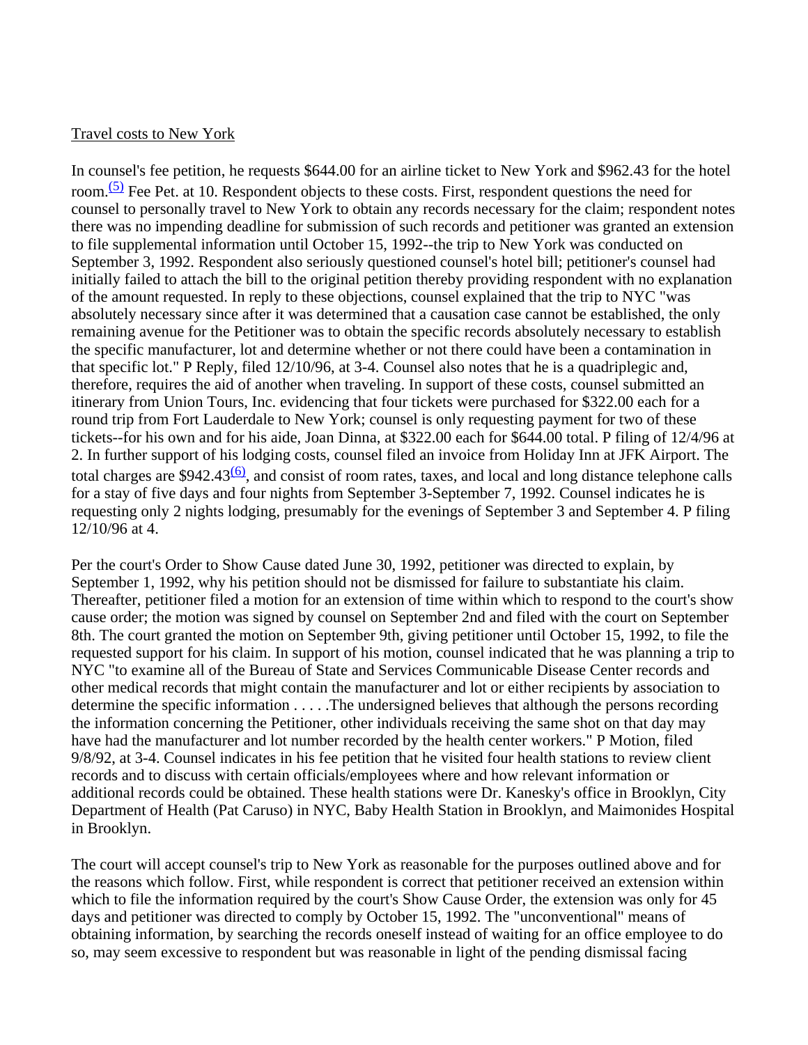Travel costs to New York

In counsel's fee petition, he requests $644.00 for an airline ticket to New York and $962.43 for the hotel room.[(5)] Fee Pet. at 10. Respondent objects to these costs. First, respondent questions the need for counsel to personally travel to New York to obtain any records necessary for the claim; respondent notes there was no impending deadline for submission of such records and petitioner was granted an extension to file supplemental information until October 15, 1992--the trip to New York was conducted on September 3, 1992. Respondent also seriously questioned counsel's hotel bill; petitioner's counsel had initially failed to attach the bill to the original petition thereby providing respondent with no explanation of the amount requested. In reply to these objections, counsel explained that the trip to NYC "was absolutely necessary since after it was determined that a causation case cannot be established, the only remaining avenue for the Petitioner was to obtain the specific records absolutely necessary to establish the specific manufacturer, lot and determine whether or not there could have been a contamination in that specific lot." P Reply, filed 12/10/96, at 3-4. Counsel also notes that he is a quadriplegic and, therefore, requires the aid of another when traveling. In support of these costs, counsel submitted an itinerary from Union Tours, Inc. evidencing that four tickets were purchased for $322.00 each for a round trip from Fort Lauderdale to New York; counsel is only requesting payment for two of these tickets--for his own and for his aide, Joan Dinna, at $322.00 each for $644.00 total. P filing of 12/4/96 at 2. In further support of his lodging costs, counsel filed an invoice from Holiday Inn at JFK Airport. The total charges are $942.43[(6)], and consist of room rates, taxes, and local and long distance telephone calls for a stay of five days and four nights from September 3-September 7, 1992. Counsel indicates he is requesting only 2 nights lodging, presumably for the evenings of September 3 and September 4. P filing 12/10/96 at 4.

Per the court's Order to Show Cause dated June 30, 1992, petitioner was directed to explain, by September 1, 1992, why his petition should not be dismissed for failure to substantiate his claim. Thereafter, petitioner filed a motion for an extension of time within which to respond to the court's show cause order; the motion was signed by counsel on September 2nd and filed with the court on September 8th. The court granted the motion on September 9th, giving petitioner until October 15, 1992, to file the requested support for his claim. In support of his motion, counsel indicated that he was planning a trip to NYC "to examine all of the Bureau of State and Services Communicable Disease Center records and other medical records that might contain the manufacturer and lot or either recipients by association to determine the specific information . . . . .The undersigned believes that although the persons recording the information concerning the Petitioner, other individuals receiving the same shot on that day may have had the manufacturer and lot number recorded by the health center workers." P Motion, filed 9/8/92, at 3-4. Counsel indicates in his fee petition that he visited four health stations to review client records and to discuss with certain officials/employees where and how relevant information or additional records could be obtained. These health stations were Dr. Kanesky's office in Brooklyn, City Department of Health (Pat Caruso) in NYC, Baby Health Station in Brooklyn, and Maimonides Hospital in Brooklyn.

The court will accept counsel's trip to New York as reasonable for the purposes outlined above and for the reasons which follow. First, while respondent is correct that petitioner received an extension within which to file the information required by the court's Show Cause Order, the extension was only for 45 days and petitioner was directed to comply by October 15, 1992. The "unconventional" means of obtaining information, by searching the records oneself instead of waiting for an office employee to do so, may seem excessive to respondent but was reasonable in light of the pending dismissal facing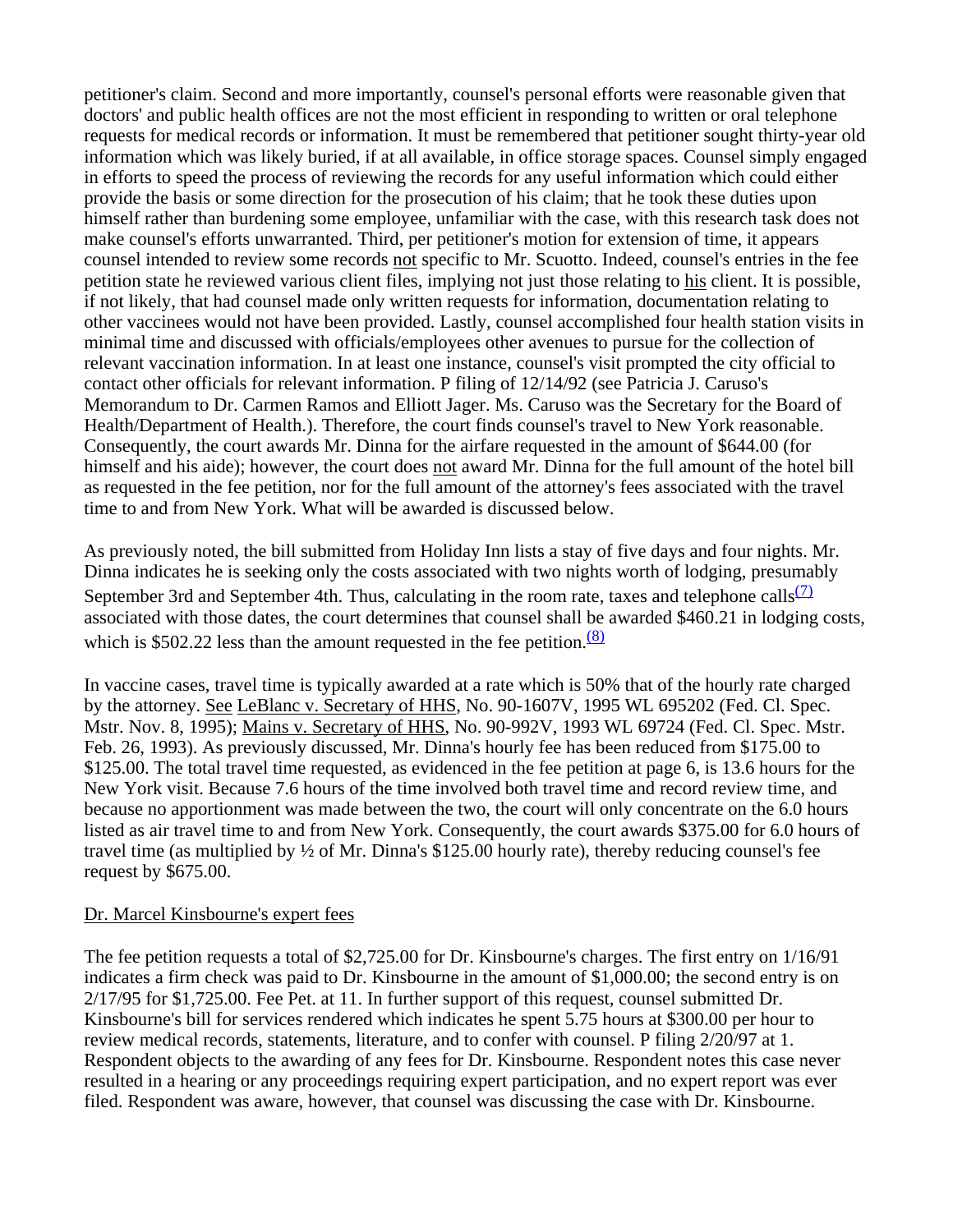petitioner's claim. Second and more importantly, counsel's personal efforts were reasonable given that doctors' and public health offices are not the most efficient in responding to written or oral telephone requests for medical records or information. It must be remembered that petitioner sought thirty-year old information which was likely buried, if at all available, in office storage spaces. Counsel simply engaged in efforts to speed the process of reviewing the records for any useful information which could either provide the basis or some direction for the prosecution of his claim; that he took these duties upon himself rather than burdening some employee, unfamiliar with the case, with this research task does not make counsel's efforts unwarranted. Third, per petitioner's motion for extension of time, it appears counsel intended to review some records not specific to Mr. Scuotto. Indeed, counsel's entries in the fee petition state he reviewed various client files, implying not just those relating to his client. It is possible, if not likely, that had counsel made only written requests for information, documentation relating to other vaccinees would not have been provided. Lastly, counsel accomplished four health station visits in minimal time and discussed with officials/employees other avenues to pursue for the collection of relevant vaccination information. In at least one instance, counsel's visit prompted the city official to contact other officials for relevant information. P filing of 12/14/92 (see Patricia J. Caruso's Memorandum to Dr. Carmen Ramos and Elliott Jager. Ms. Caruso was the Secretary for the Board of Health/Department of Health.). Therefore, the court finds counsel's travel to New York reasonable. Consequently, the court awards Mr. Dinna for the airfare requested in the amount of $644.00 (for himself and his aide); however, the court does not award Mr. Dinna for the full amount of the hotel bill as requested in the fee petition, nor for the full amount of the attorney's fees associated with the travel time to and from New York. What will be awarded is discussed below.

As previously noted, the bill submitted from Holiday Inn lists a stay of five days and four nights. Mr. Dinna indicates he is seeking only the costs associated with two nights worth of lodging, presumably September 3rd and September 4th. Thus, calculating in the room rate, taxes and telephone calls[(7)] associated with those dates, the court determines that counsel shall be awarded $460.21 in lodging costs, which is $502.22 less than the amount requested in the fee petition.[(8)]

In vaccine cases, travel time is typically awarded at a rate which is 50% that of the hourly rate charged by the attorney. See LeBlanc v. Secretary of HHS, No. 90-1607V, 1995 WL 695202 (Fed. Cl. Spec. Mstr. Nov. 8, 1995); Mains v. Secretary of HHS, No. 90-992V, 1993 WL 69724 (Fed. Cl. Spec. Mstr. Feb. 26, 1993). As previously discussed, Mr. Dinna's hourly fee has been reduced from $175.00 to $125.00. The total travel time requested, as evidenced in the fee petition at page 6, is 13.6 hours for the New York visit. Because 7.6 hours of the time involved both travel time and record review time, and because no apportionment was made between the two, the court will only concentrate on the 6.0 hours listed as air travel time to and from New York. Consequently, the court awards $375.00 for 6.0 hours of travel time (as multiplied by ½ of Mr. Dinna's $125.00 hourly rate), thereby reducing counsel's fee request by $675.00.

Dr. Marcel Kinsbourne's expert fees

The fee petition requests a total of $2,725.00 for Dr. Kinsbourne's charges. The first entry on 1/16/91 indicates a firm check was paid to Dr. Kinsbourne in the amount of $1,000.00; the second entry is on 2/17/95 for $1,725.00. Fee Pet. at 11. In further support of this request, counsel submitted Dr. Kinsbourne's bill for services rendered which indicates he spent 5.75 hours at $300.00 per hour to review medical records, statements, literature, and to confer with counsel. P filing 2/20/97 at 1. Respondent objects to the awarding of any fees for Dr. Kinsbourne. Respondent notes this case never resulted in a hearing or any proceedings requiring expert participation, and no expert report was ever filed. Respondent was aware, however, that counsel was discussing the case with Dr. Kinsbourne.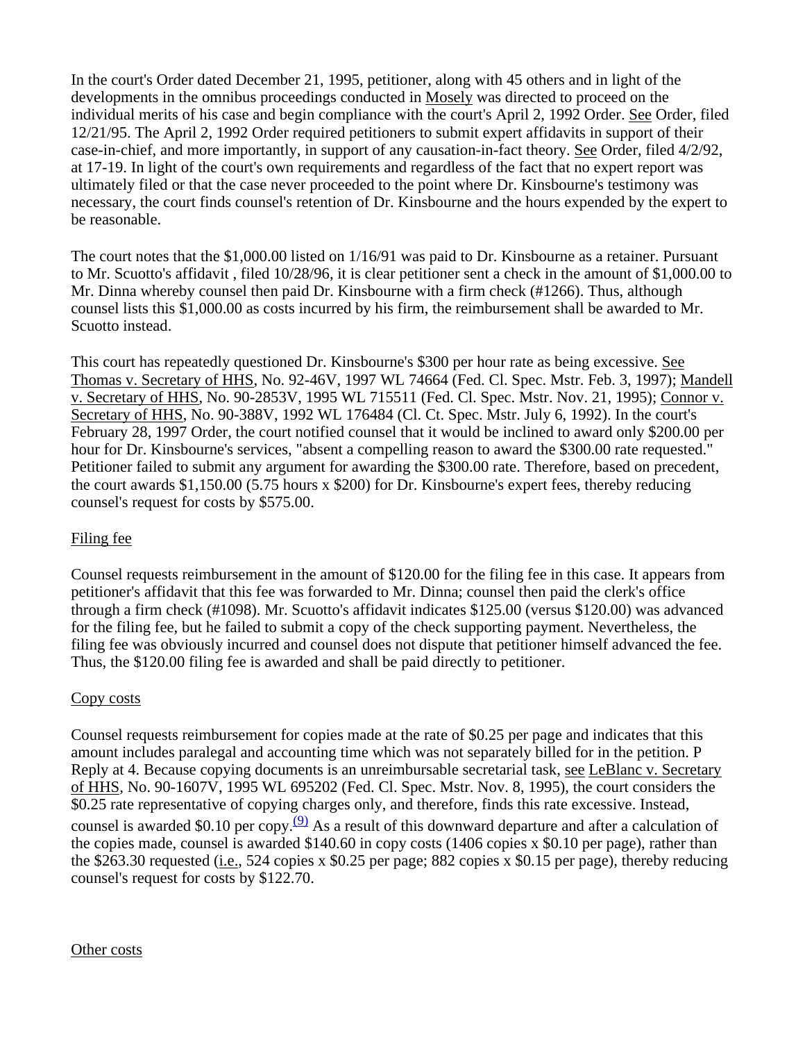In the court's Order dated December 21, 1995, petitioner, along with 45 others and in light of the developments in the omnibus proceedings conducted in Mosely was directed to proceed on the individual merits of his case and begin compliance with the court's April 2, 1992 Order. See Order, filed 12/21/95. The April 2, 1992 Order required petitioners to submit expert affidavits in support of their case-in-chief, and more importantly, in support of any causation-in-fact theory. See Order, filed 4/2/92, at 17-19. In light of the court's own requirements and regardless of the fact that no expert report was ultimately filed or that the case never proceeded to the point where Dr. Kinsbourne's testimony was necessary, the court finds counsel's retention of Dr. Kinsbourne and the hours expended by the expert to be reasonable.

The court notes that the $1,000.00 listed on 1/16/91 was paid to Dr. Kinsbourne as a retainer. Pursuant to Mr. Scuotto's affidavit , filed 10/28/96, it is clear petitioner sent a check in the amount of $1,000.00 to Mr. Dinna whereby counsel then paid Dr. Kinsbourne with a firm check (#1266). Thus, although counsel lists this $1,000.00 as costs incurred by his firm, the reimbursement shall be awarded to Mr. Scuotto instead.

This court has repeatedly questioned Dr. Kinsbourne's $300 per hour rate as being excessive. See Thomas v. Secretary of HHS, No. 92-46V, 1997 WL 74664 (Fed. Cl. Spec. Mstr. Feb. 3, 1997); Mandell v. Secretary of HHS, No. 90-2853V, 1995 WL 715511 (Fed. Cl. Spec. Mstr. Nov. 21, 1995); Connor v. Secretary of HHS, No. 90-388V, 1992 WL 176484 (Cl. Ct. Spec. Mstr. July 6, 1992). In the court's February 28, 1997 Order, the court notified counsel that it would be inclined to award only $200.00 per hour for Dr. Kinsbourne's services, "absent a compelling reason to award the $300.00 rate requested." Petitioner failed to submit any argument for awarding the $300.00 rate. Therefore, based on precedent, the court awards $1,150.00 (5.75 hours x $200) for Dr. Kinsbourne's expert fees, thereby reducing counsel's request for costs by $575.00.

Filing fee

Counsel requests reimbursement in the amount of $120.00 for the filing fee in this case. It appears from petitioner's affidavit that this fee was forwarded to Mr. Dinna; counsel then paid the clerk's office through a firm check (#1098). Mr. Scuotto's affidavit indicates $125.00 (versus $120.00) was advanced for the filing fee, but he failed to submit a copy of the check supporting payment. Nevertheless, the filing fee was obviously incurred and counsel does not dispute that petitioner himself advanced the fee. Thus, the $120.00 filing fee is awarded and shall be paid directly to petitioner.

Copy costs

Counsel requests reimbursement for copies made at the rate of $0.25 per page and indicates that this amount includes paralegal and accounting time which was not separately billed for in the petition. P Reply at 4. Because copying documents is an unreimbursable secretarial task, see LeBlanc v. Secretary of HHS, No. 90-1607V, 1995 WL 695202 (Fed. Cl. Spec. Mstr. Nov. 8, 1995), the court considers the $0.25 rate representative of copying charges only, and therefore, finds this rate excessive. Instead, counsel is awarded $0.10 per copy.[(9)] As a result of this downward departure and after a calculation of the copies made, counsel is awarded $140.60 in copy costs (1406 copies x $0.10 per page), rather than the $263.30 requested (i.e., 524 copies x $0.25 per page; 882 copies x $0.15 per page), thereby reducing counsel's request for costs by $122.70.

Other costs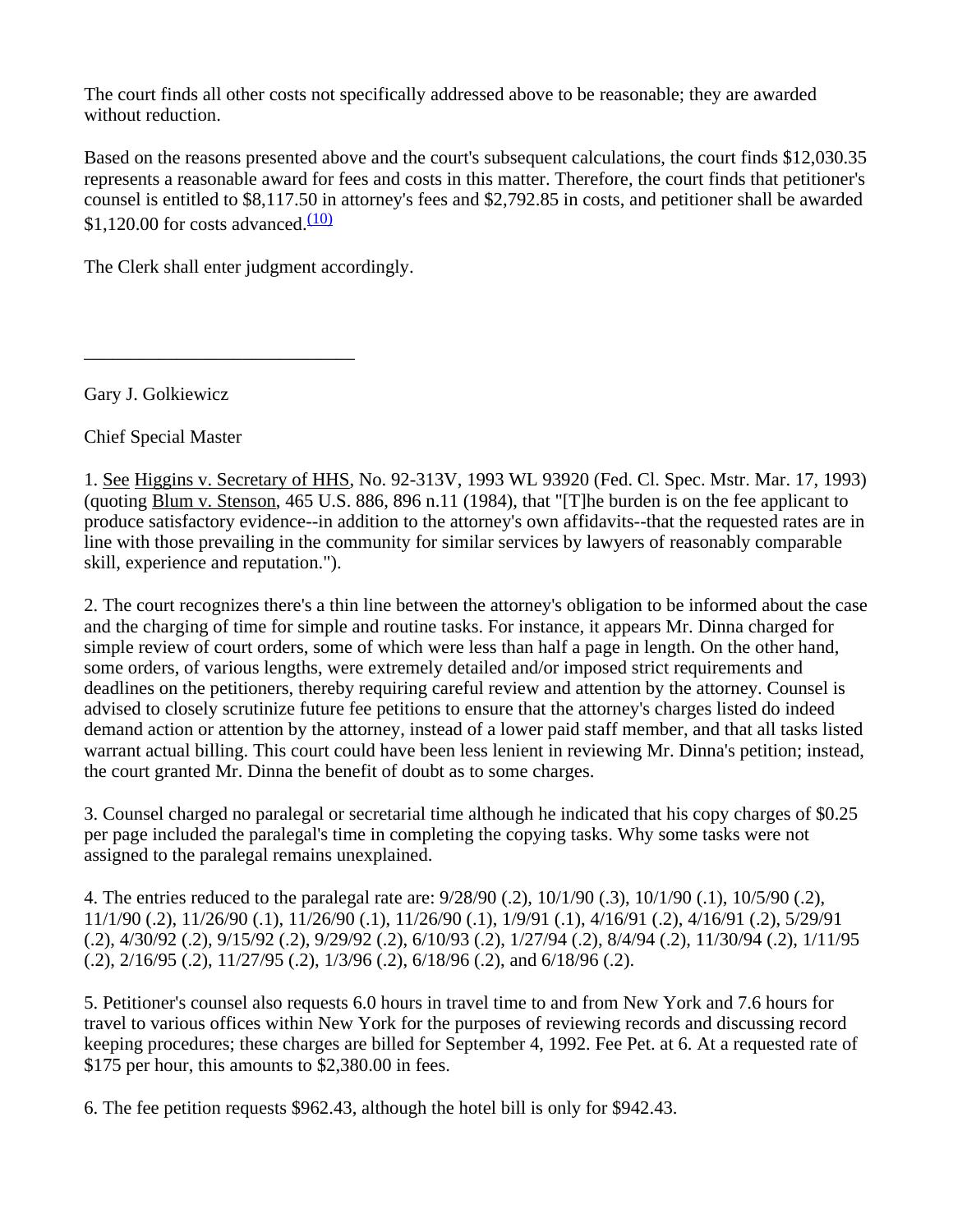The court finds all other costs not specifically addressed above to be reasonable; they are awarded without reduction.

Based on the reasons presented above and the court's subsequent calculations, the court finds $12,030.35 represents a reasonable award for fees and costs in this matter. Therefore, the court finds that petitioner's counsel is entitled to $8,117.50 in attorney's fees and $2,792.85 in costs, and petitioner shall be awarded $1,120.00 for costs advanced.[(10)]

The Clerk shall enter judgment accordingly.

______________________________

Gary J. Golkiewicz

Chief Special Master

1. See Higgins v. Secretary of HHS, No. 92-313V, 1993 WL 93920 (Fed. Cl. Spec. Mstr. Mar. 17, 1993) (quoting Blum v. Stenson, 465 U.S. 886, 896 n.11 (1984), that "[T]he burden is on the fee applicant to produce satisfactory evidence--in addition to the attorney's own affidavits--that the requested rates are in line with those prevailing in the community for similar services by lawyers of reasonably comparable skill, experience and reputation.").

2. The court recognizes there's a thin line between the attorney's obligation to be informed about the case and the charging of time for simple and routine tasks. For instance, it appears Mr. Dinna charged for simple review of court orders, some of which were less than half a page in length. On the other hand, some orders, of various lengths, were extremely detailed and/or imposed strict requirements and deadlines on the petitioners, thereby requiring careful review and attention by the attorney. Counsel is advised to closely scrutinize future fee petitions to ensure that the attorney's charges listed do indeed demand action or attention by the attorney, instead of a lower paid staff member, and that all tasks listed warrant actual billing. This court could have been less lenient in reviewing Mr. Dinna's petition; instead, the court granted Mr. Dinna the benefit of doubt as to some charges.

3. Counsel charged no paralegal or secretarial time although he indicated that his copy charges of $0.25 per page included the paralegal's time in completing the copying tasks. Why some tasks were not assigned to the paralegal remains unexplained.

4. The entries reduced to the paralegal rate are: 9/28/90 (.2), 10/1/90 (.3), 10/1/90 (.1), 10/5/90 (.2), 11/1/90 (.2), 11/26/90 (.1), 11/26/90 (.1), 11/26/90 (.1), 1/9/91 (.1), 4/16/91 (.2), 4/16/91 (.2), 5/29/91 (.2), 4/30/92 (.2), 9/15/92 (.2), 9/29/92 (.2), 6/10/93 (.2), 1/27/94 (.2), 8/4/94 (.2), 11/30/94 (.2), 1/11/95 (.2), 2/16/95 (.2), 11/27/95 (.2), 1/3/96 (.2), 6/18/96 (.2), and 6/18/96 (.2).

5. Petitioner's counsel also requests 6.0 hours in travel time to and from New York and 7.6 hours for travel to various offices within New York for the purposes of reviewing records and discussing record keeping procedures; these charges are billed for September 4, 1992. Fee Pet. at 6. At a requested rate of $175 per hour, this amounts to $2,380.00 in fees.

6. The fee petition requests $962.43, although the hotel bill is only for $942.43.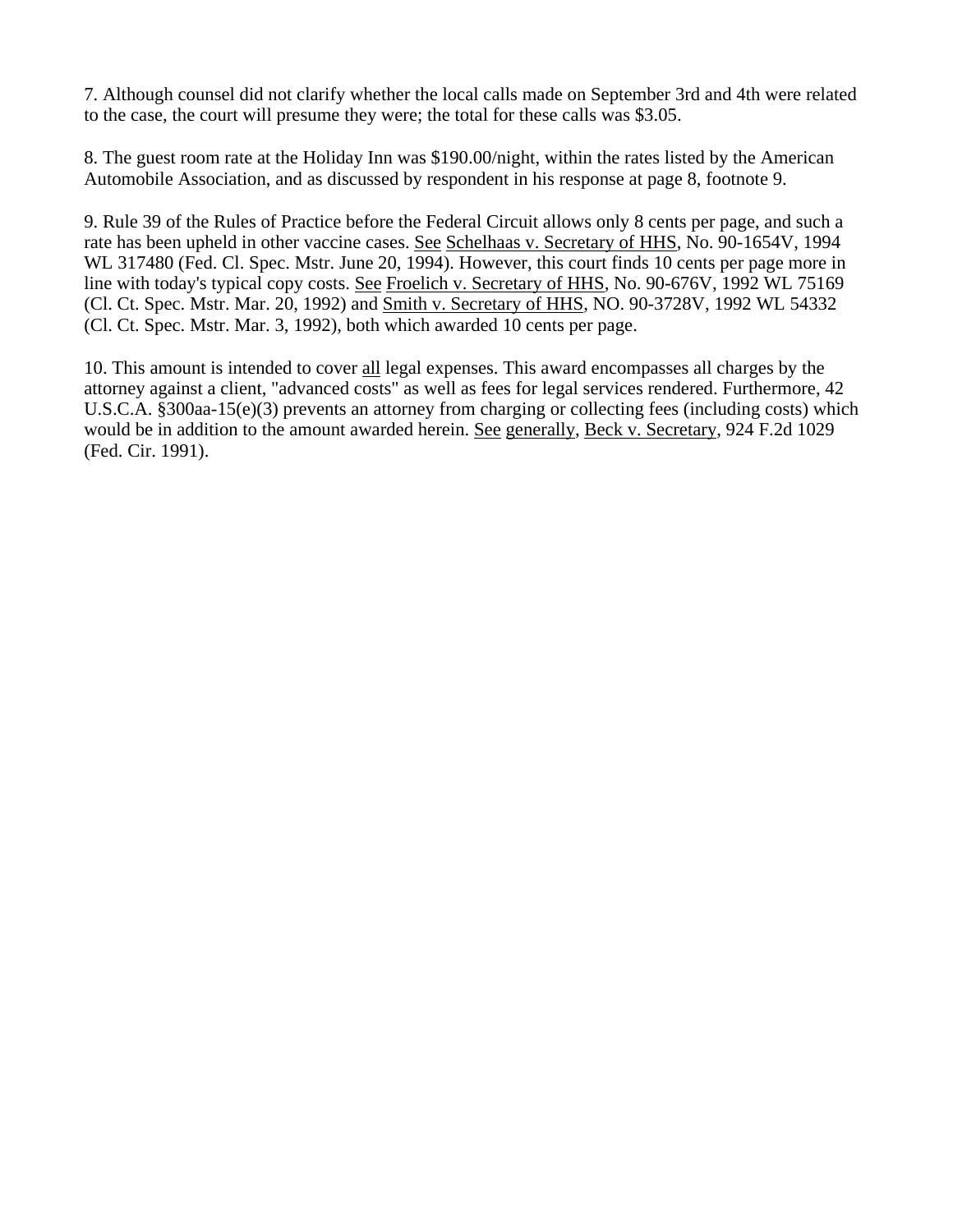7. Although counsel did not clarify whether the local calls made on September 3rd and 4th were related to the case, the court will presume they were; the total for these calls was $3.05.

8. The guest room rate at the Holiday Inn was $190.00/night, within the rates listed by the American Automobile Association, and as discussed by respondent in his response at page 8, footnote 9.

9. Rule 39 of the Rules of Practice before the Federal Circuit allows only 8 cents per page, and such a rate has been upheld in other vaccine cases. See Schelhaas v. Secretary of HHS, No. 90-1654V, 1994 WL 317480 (Fed. Cl. Spec. Mstr. June 20, 1994). However, this court finds 10 cents per page more in line with today's typical copy costs. See Froelich v. Secretary of HHS, No. 90-676V, 1992 WL 75169 (Cl. Ct. Spec. Mstr. Mar. 20, 1992) and Smith v. Secretary of HHS, NO. 90-3728V, 1992 WL 54332 (Cl. Ct. Spec. Mstr. Mar. 3, 1992), both which awarded 10 cents per page.

10. This amount is intended to cover all legal expenses. This award encompasses all charges by the attorney against a client, "advanced costs" as well as fees for legal services rendered. Furthermore, 42 U.S.C.A. §300aa-15(e)(3) prevents an attorney from charging or collecting fees (including costs) which would be in addition to the amount awarded herein. See generally, Beck v. Secretary, 924 F.2d 1029 (Fed. Cir. 1991).